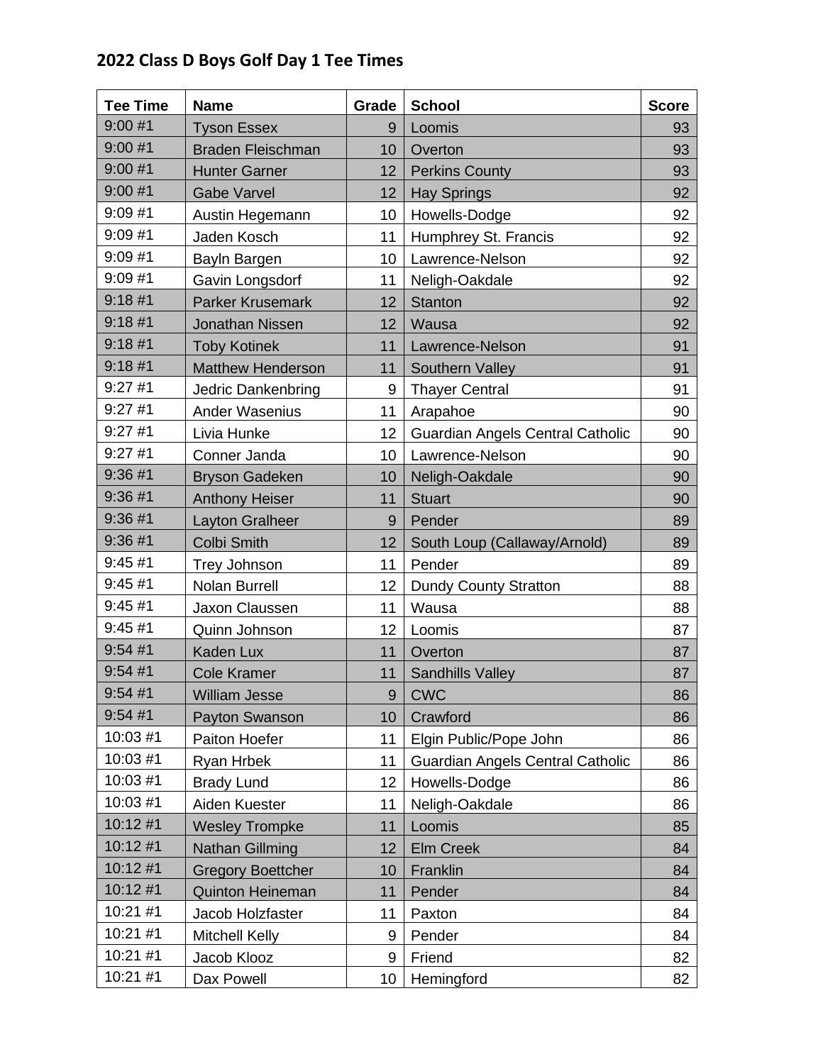## 2022 Class D Boys Golf Day 1 Tee Times

| Tee Time | Name | Grade | School | Score |
|---|---|---|---|---|
| 9:00 #1 | Tyson Essex | 9 | Loomis | 93 |
| 9:00 #1 | Braden Fleischman | 10 | Overton | 93 |
| 9:00 #1 | Hunter Garner | 12 | Perkins County | 93 |
| 9:00 #1 | Gabe Varvel | 12 | Hay Springs | 92 |
| 9:09 #1 | Austin Hegemann | 10 | Howells-Dodge | 92 |
| 9:09 #1 | Jaden Kosch | 11 | Humphrey St. Francis | 92 |
| 9:09 #1 | Bayln Bargen | 10 | Lawrence-Nelson | 92 |
| 9:09 #1 | Gavin Longsdorf | 11 | Neligh-Oakdale | 92 |
| 9:18 #1 | Parker Krusemark | 12 | Stanton | 92 |
| 9:18 #1 | Jonathan Nissen | 12 | Wausa | 92 |
| 9:18 #1 | Toby Kotinek | 11 | Lawrence-Nelson | 91 |
| 9:18 #1 | Matthew Henderson | 11 | Southern Valley | 91 |
| 9:27 #1 | Jedric Dankenbring | 9 | Thayer Central | 91 |
| 9:27 #1 | Ander Wasenius | 11 | Arapahoe | 90 |
| 9:27 #1 | Livia Hunke | 12 | Guardian Angels Central Catholic | 90 |
| 9:27 #1 | Conner Janda | 10 | Lawrence-Nelson | 90 |
| 9:36 #1 | Bryson Gadeken | 10 | Neligh-Oakdale | 90 |
| 9:36 #1 | Anthony Heiser | 11 | Stuart | 90 |
| 9:36 #1 | Layton Gralheer | 9 | Pender | 89 |
| 9:36 #1 | Colbi Smith | 12 | South Loup (Callaway/Arnold) | 89 |
| 9:45 #1 | Trey Johnson | 11 | Pender | 89 |
| 9:45 #1 | Nolan Burrell | 12 | Dundy County Stratton | 88 |
| 9:45 #1 | Jaxon Claussen | 11 | Wausa | 88 |
| 9:45 #1 | Quinn Johnson | 12 | Loomis | 87 |
| 9:54 #1 | Kaden Lux | 11 | Overton | 87 |
| 9:54 #1 | Cole Kramer | 11 | Sandhills Valley | 87 |
| 9:54 #1 | William Jesse | 9 | CWC | 86 |
| 9:54 #1 | Payton Swanson | 10 | Crawford | 86 |
| 10:03 #1 | Paiton Hoefer | 11 | Elgin Public/Pope John | 86 |
| 10:03 #1 | Ryan Hrbek | 11 | Guardian Angels Central Catholic | 86 |
| 10:03 #1 | Brady Lund | 12 | Howells-Dodge | 86 |
| 10:03 #1 | Aiden Kuester | 11 | Neligh-Oakdale | 86 |
| 10:12 #1 | Wesley Trompke | 11 | Loomis | 85 |
| 10:12 #1 | Nathan Gillming | 12 | Elm Creek | 84 |
| 10:12 #1 | Gregory Boettcher | 10 | Franklin | 84 |
| 10:12 #1 | Quinton Heineman | 11 | Pender | 84 |
| 10:21 #1 | Jacob Holzfaster | 11 | Paxton | 84 |
| 10:21 #1 | Mitchell Kelly | 9 | Pender | 84 |
| 10:21 #1 | Jacob Klooz | 9 | Friend | 82 |
| 10:21 #1 | Dax Powell | 10 | Hemingford | 82 |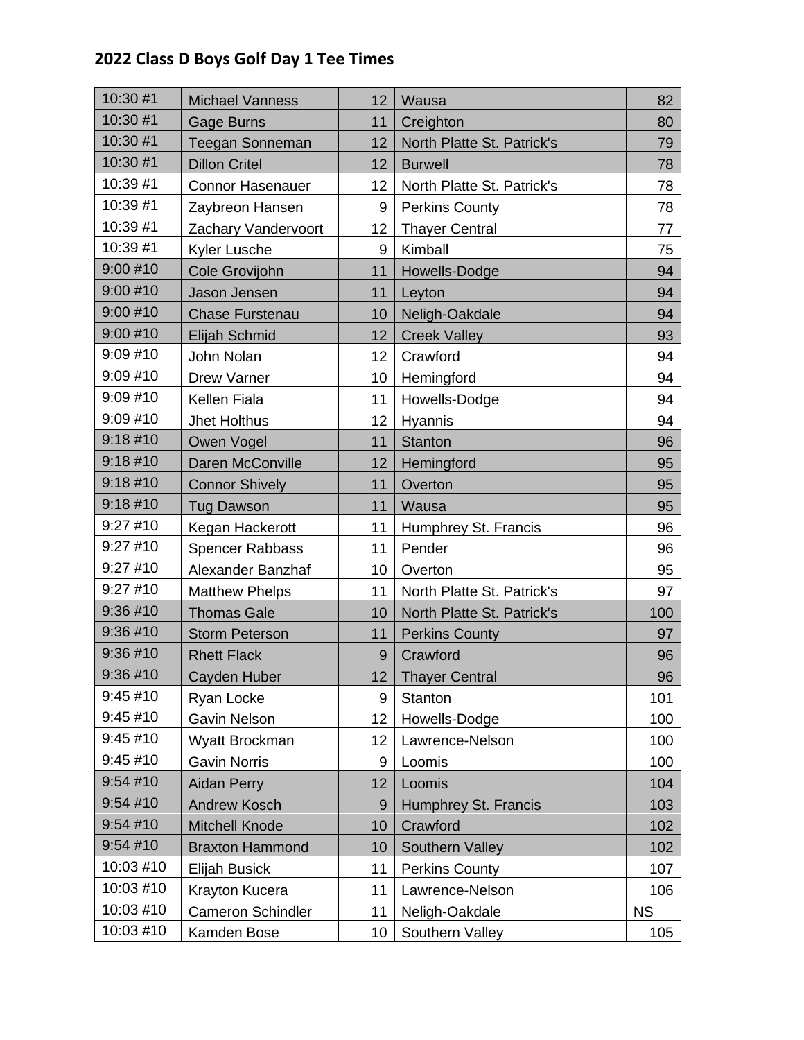## 2022 Class D Boys Golf Day 1 Tee Times

| | | | | |
|---|---|---|---|---|
| 10:30 #1 | Michael Vanness | 12 | Wausa | 82 |
| 10:30 #1 | Gage Burns | 11 | Creighton | 80 |
| 10:30 #1 | Teegan Sonneman | 12 | North Platte St. Patrick's | 79 |
| 10:30 #1 | Dillon Critel | 12 | Burwell | 78 |
| 10:39 #1 | Connor Hasenauer | 12 | North Platte St. Patrick's | 78 |
| 10:39 #1 | Zaybreon Hansen | 9 | Perkins County | 78 |
| 10:39 #1 | Zachary Vandervoort | 12 | Thayer Central | 77 |
| 10:39 #1 | Kyler Lusche | 9 | Kimball | 75 |
| 9:00 #10 | Cole Grovijohn | 11 | Howells-Dodge | 94 |
| 9:00 #10 | Jason Jensen | 11 | Leyton | 94 |
| 9:00 #10 | Chase Furstenau | 10 | Neligh-Oakdale | 94 |
| 9:00 #10 | Elijah Schmid | 12 | Creek Valley | 93 |
| 9:09 #10 | John Nolan | 12 | Crawford | 94 |
| 9:09 #10 | Drew Varner | 10 | Hemingford | 94 |
| 9:09 #10 | Kellen Fiala | 11 | Howells-Dodge | 94 |
| 9:09 #10 | Jhet Holthus | 12 | Hyannis | 94 |
| 9:18 #10 | Owen Vogel | 11 | Stanton | 96 |
| 9:18 #10 | Daren McConville | 12 | Hemingford | 95 |
| 9:18 #10 | Connor Shively | 11 | Overton | 95 |
| 9:18 #10 | Tug Dawson | 11 | Wausa | 95 |
| 9:27 #10 | Kegan Hackerott | 11 | Humphrey St. Francis | 96 |
| 9:27 #10 | Spencer Rabbass | 11 | Pender | 96 |
| 9:27 #10 | Alexander Banzhaf | 10 | Overton | 95 |
| 9:27 #10 | Matthew Phelps | 11 | North Platte St. Patrick's | 97 |
| 9:36 #10 | Thomas Gale | 10 | North Platte St. Patrick's | 100 |
| 9:36 #10 | Storm Peterson | 11 | Perkins County | 97 |
| 9:36 #10 | Rhett Flack | 9 | Crawford | 96 |
| 9:36 #10 | Cayden Huber | 12 | Thayer Central | 96 |
| 9:45 #10 | Ryan Locke | 9 | Stanton | 101 |
| 9:45 #10 | Gavin Nelson | 12 | Howells-Dodge | 100 |
| 9:45 #10 | Wyatt Brockman | 12 | Lawrence-Nelson | 100 |
| 9:45 #10 | Gavin Norris | 9 | Loomis | 100 |
| 9:54 #10 | Aidan Perry | 12 | Loomis | 104 |
| 9:54 #10 | Andrew Kosch | 9 | Humphrey St. Francis | 103 |
| 9:54 #10 | Mitchell Knode | 10 | Crawford | 102 |
| 9:54 #10 | Braxton Hammond | 10 | Southern Valley | 102 |
| 10:03 #10 | Elijah Busick | 11 | Perkins County | 107 |
| 10:03 #10 | Krayton Kucera | 11 | Lawrence-Nelson | 106 |
| 10:03 #10 | Cameron Schindler | 11 | Neligh-Oakdale | NS |
| 10:03 #10 | Kamden Bose | 10 | Southern Valley | 105 |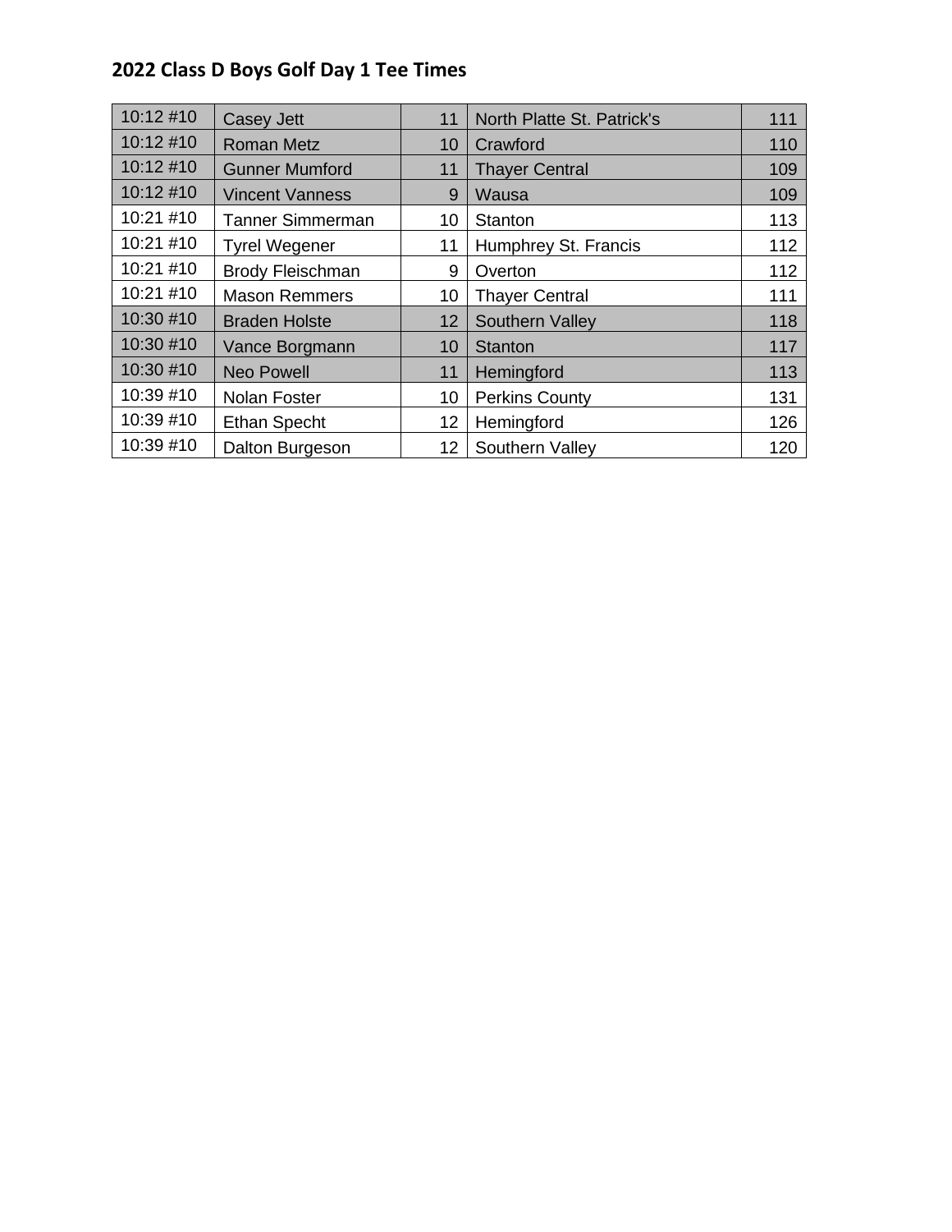## 2022 Class D Boys Golf Day 1 Tee Times

| | | | | |
|---|---|---|---|---|
| 10:12 #10 | Casey Jett | 11 | North Platte St. Patrick's | 111 |
| 10:12 #10 | Roman Metz | 10 | Crawford | 110 |
| 10:12 #10 | Gunner Mumford | 11 | Thayer Central | 109 |
| 10:12 #10 | Vincent Vanness | 9 | Wausa | 109 |
| 10:21 #10 | Tanner Simmerman | 10 | Stanton | 113 |
| 10:21 #10 | Tyrel Wegener | 11 | Humphrey St. Francis | 112 |
| 10:21 #10 | Brody Fleischman | 9 | Overton | 112 |
| 10:21 #10 | Mason Remmers | 10 | Thayer Central | 111 |
| 10:30 #10 | Braden Holste | 12 | Southern Valley | 118 |
| 10:30 #10 | Vance Borgmann | 10 | Stanton | 117 |
| 10:30 #10 | Neo Powell | 11 | Hemingford | 113 |
| 10:39 #10 | Nolan Foster | 10 | Perkins County | 131 |
| 10:39 #10 | Ethan Specht | 12 | Hemingford | 126 |
| 10:39 #10 | Dalton Burgeson | 12 | Southern Valley | 120 |